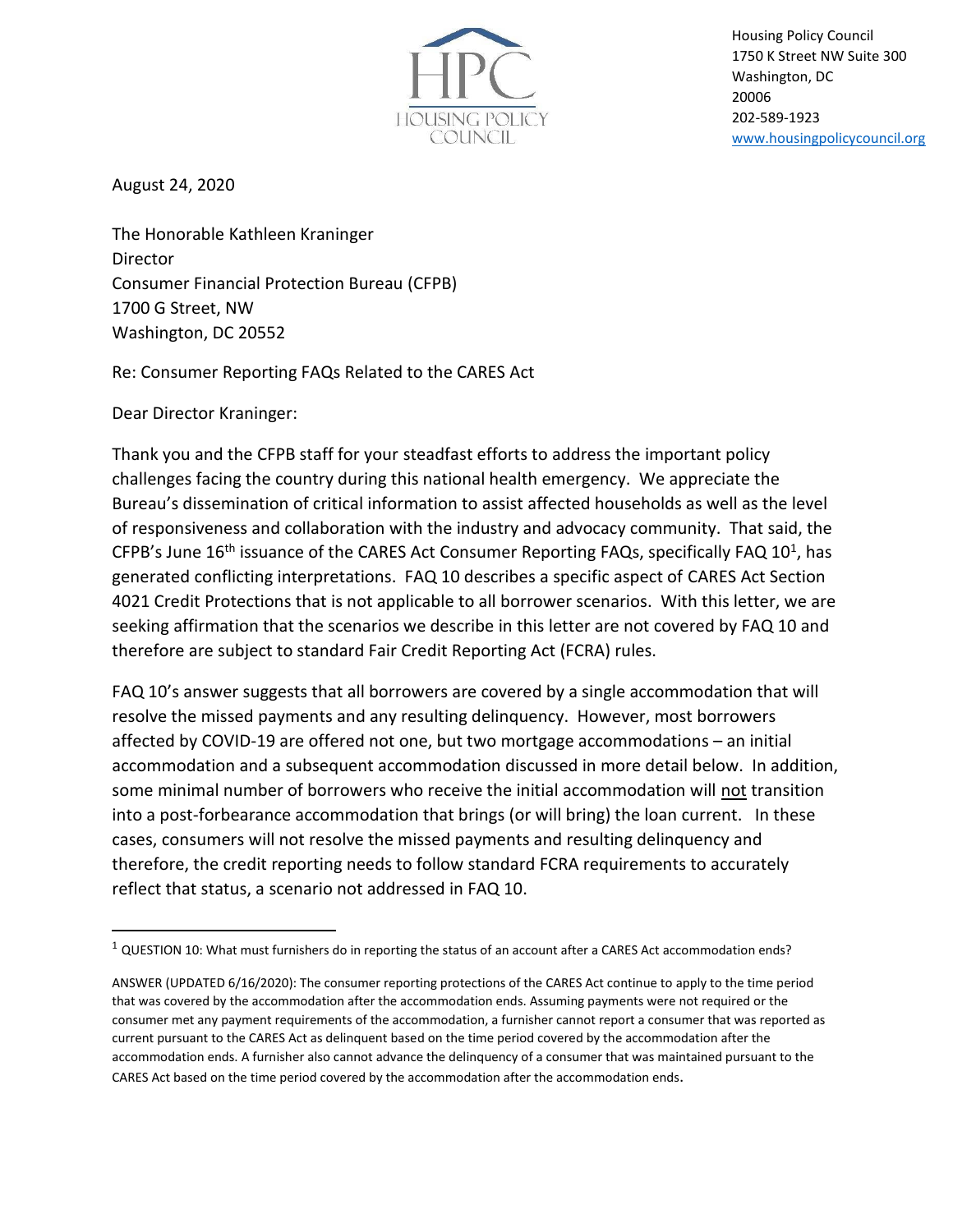Housing Policy Council
1750 K Street NW Suite 300
Washington, DC
20006
202-589-1923
www.housingpolicycouncil.org

August 24, 2020

The Honorable Kathleen Kraninger
Director
Consumer Financial Protection Bureau (CFPB)
1700 G Street, NW
Washington, DC 20552

Re: Consumer Reporting FAQs Related to the CARES Act

Dear Director Kraninger:

Thank you and the CFPB staff for your steadfast efforts to address the important policy challenges facing the country during this national health emergency. We appreciate the Bureau's dissemination of critical information to assist affected households as well as the level of responsiveness and collaboration with the industry and advocacy community. That said, the CFPB's June 16th issuance of the CARES Act Consumer Reporting FAQs, specifically FAQ 10[1], has generated conflicting interpretations. FAQ 10 describes a specific aspect of CARES Act Section 4021 Credit Protections that is not applicable to all borrower scenarios. With this letter, we are seeking affirmation that the scenarios we describe in this letter are not covered by FAQ 10 and therefore are subject to standard Fair Credit Reporting Act (FCRA) rules.

FAQ 10's answer suggests that all borrowers are covered by a single accommodation that will resolve the missed payments and any resulting delinquency. However, most borrowers affected by COVID-19 are offered not one, but two mortgage accommodations – an initial accommodation and a subsequent accommodation discussed in more detail below. In addition, some minimal number of borrowers who receive the initial accommodation will <u>not</u> transition into a post-forbearance accommodation that brings (or will bring) the loan current. In these cases, consumers will not resolve the missed payments and resulting delinquency and therefore, the credit reporting needs to follow standard FCRA requirements to accurately reflect that status, a scenario not addressed in FAQ 10.

---

[1] QUESTION 10: What must furnishers do in reporting the status of an account after a CARES Act accommodation ends?

ANSWER (UPDATED 6/16/2020): The consumer reporting protections of the CARES Act continue to apply to the time period that was covered by the accommodation after the accommodation ends. Assuming payments were not required or the consumer met any payment requirements of the accommodation, a furnisher cannot report a consumer that was reported as current pursuant to the CARES Act as delinquent based on the time period covered by the accommodation after the accommodation ends. A furnisher also cannot advance the delinquency of a consumer that was maintained pursuant to the CARES Act based on the time period covered by the accommodation after the accommodation ends.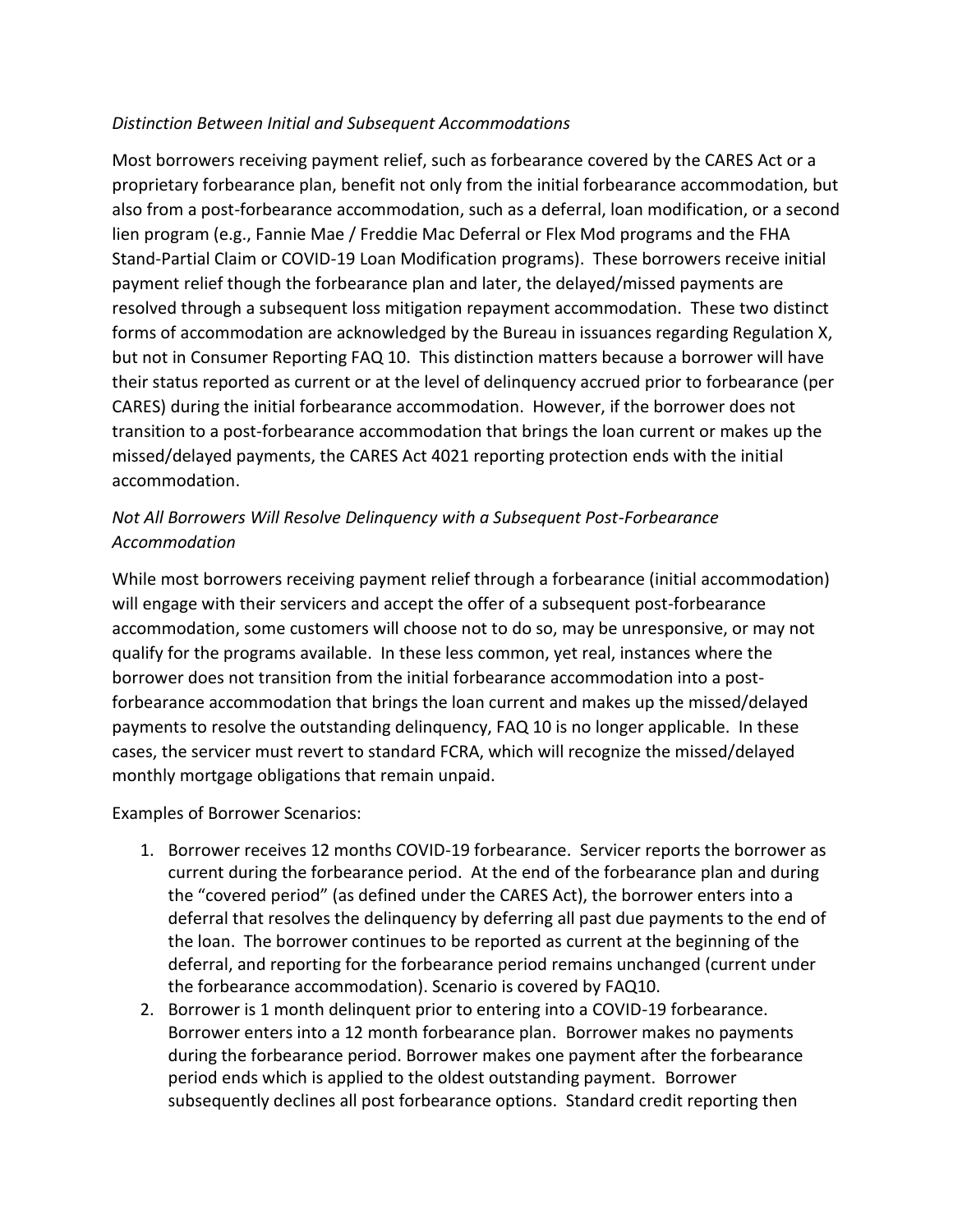*Distinction Between Initial and Subsequent Accommodations*

Most borrowers receiving payment relief, such as forbearance covered by the CARES Act or a proprietary forbearance plan, benefit not only from the initial forbearance accommodation, but also from a post-forbearance accommodation, such as a deferral, loan modification, or a second lien program (e.g., Fannie Mae / Freddie Mac Deferral or Flex Mod programs and the FHA Stand-Partial Claim or COVID-19 Loan Modification programs). These borrowers receive initial payment relief though the forbearance plan and later, the delayed/missed payments are resolved through a subsequent loss mitigation repayment accommodation. These two distinct forms of accommodation are acknowledged by the Bureau in issuances regarding Regulation X, but not in Consumer Reporting FAQ 10. This distinction matters because a borrower will have their status reported as current or at the level of delinquency accrued prior to forbearance (per CARES) during the initial forbearance accommodation. However, if the borrower does not transition to a post-forbearance accommodation that brings the loan current or makes up the missed/delayed payments, the CARES Act 4021 reporting protection ends with the initial accommodation.

*Not All Borrowers Will Resolve Delinquency with a Subsequent Post-Forbearance Accommodation*

While most borrowers receiving payment relief through a forbearance (initial accommodation) will engage with their servicers and accept the offer of a subsequent post-forbearance accommodation, some customers will choose not to do so, may be unresponsive, or may not qualify for the programs available. In these less common, yet real, instances where the borrower does not transition from the initial forbearance accommodation into a post-forbearance accommodation that brings the loan current and makes up the missed/delayed payments to resolve the outstanding delinquency, FAQ 10 is no longer applicable. In these cases, the servicer must revert to standard FCRA, which will recognize the missed/delayed monthly mortgage obligations that remain unpaid.

Examples of Borrower Scenarios:

1. Borrower receives 12 months COVID-19 forbearance. Servicer reports the borrower as current during the forbearance period. At the end of the forbearance plan and during the "covered period" (as defined under the CARES Act), the borrower enters into a deferral that resolves the delinquency by deferring all past due payments to the end of the loan. The borrower continues to be reported as current at the beginning of the deferral, and reporting for the forbearance period remains unchanged (current under the forbearance accommodation). Scenario is covered by FAQ10.
2. Borrower is 1 month delinquent prior to entering into a COVID-19 forbearance. Borrower enters into a 12 month forbearance plan. Borrower makes no payments during the forbearance period. Borrower makes one payment after the forbearance period ends which is applied to the oldest outstanding payment. Borrower subsequently declines all post forbearance options. Standard credit reporting then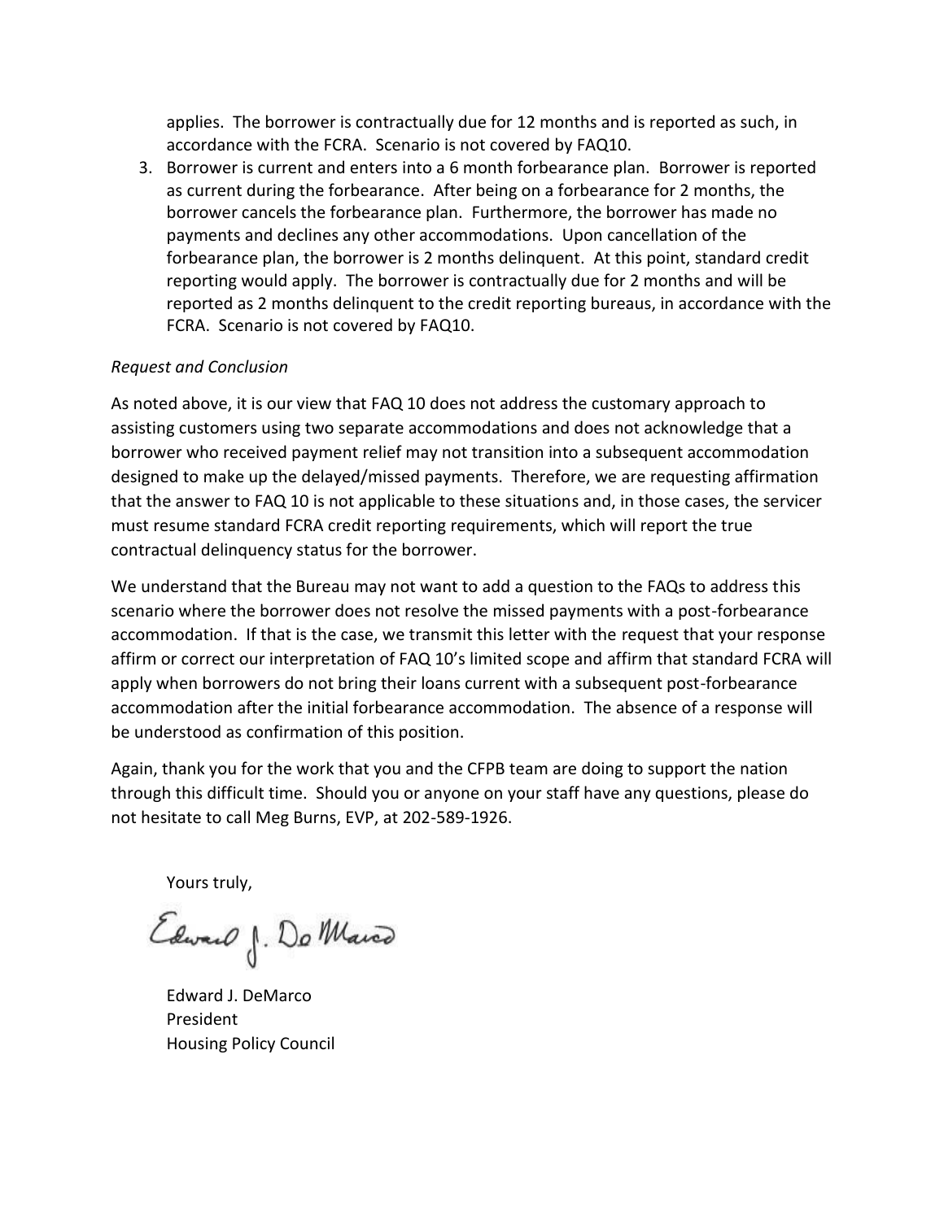applies. The borrower is contractually due for 12 months and is reported as such, in accordance with the FCRA. Scenario is not covered by FAQ10.

3. Borrower is current and enters into a 6 month forbearance plan. Borrower is reported as current during the forbearance. After being on a forbearance for 2 months, the borrower cancels the forbearance plan. Furthermore, the borrower has made no payments and declines any other accommodations. Upon cancellation of the forbearance plan, the borrower is 2 months delinquent. At this point, standard credit reporting would apply. The borrower is contractually due for 2 months and will be reported as 2 months delinquent to the credit reporting bureaus, in accordance with the FCRA. Scenario is not covered by FAQ10.

*Request and Conclusion*

As noted above, it is our view that FAQ 10 does not address the customary approach to assisting customers using two separate accommodations and does not acknowledge that a borrower who received payment relief may not transition into a subsequent accommodation designed to make up the delayed/missed payments. Therefore, we are requesting affirmation that the answer to FAQ 10 is not applicable to these situations and, in those cases, the servicer must resume standard FCRA credit reporting requirements, which will report the true contractual delinquency status for the borrower.

We understand that the Bureau may not want to add a question to the FAQs to address this scenario where the borrower does not resolve the missed payments with a post-forbearance accommodation. If that is the case, we transmit this letter with the request that your response affirm or correct our interpretation of FAQ 10's limited scope and affirm that standard FCRA will apply when borrowers do not bring their loans current with a subsequent post-forbearance accommodation after the initial forbearance accommodation. The absence of a response will be understood as confirmation of this position.

Again, thank you for the work that you and the CFPB team are doing to support the nation through this difficult time. Should you or anyone on your staff have any questions, please do not hesitate to call Meg Burns, EVP, at 202-589-1926.

Yours truly,

Edward J. DeMarco

Edward J. DeMarco
President
Housing Policy Council